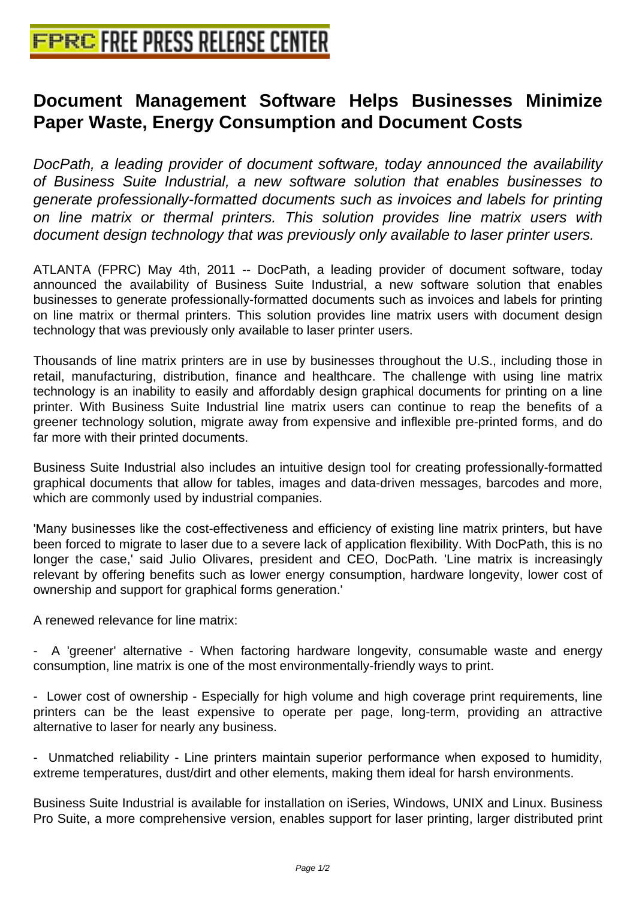# Document Management Software Helps Businesses Minimize Paper Waste, Energy Consumption and Document Costs

*DocPath, a leading provider of document software, today announced the availability of Business Suite Industrial, a new software solution that enables businesses to generate professionally-formatted documents such as invoices and labels for printing on line matrix or thermal printers. This solution provides line matrix users with document design technology that was previously only available to laser printer users.*

ATLANTA (FPRC) May 4th, 2011 -- DocPath, a leading provider of document software, today announced the availability of Business Suite Industrial, a new software solution that enables businesses to generate professionally-formatted documents such as invoices and labels for printing on line matrix or thermal printers. This solution provides line matrix users with document design technology that was previously only available to laser printer users.

Thousands of line matrix printers are in use by businesses throughout the U.S., including those in retail, manufacturing, distribution, finance and healthcare. The challenge with using line matrix technology is an inability to easily and affordably design graphical documents for printing on a line printer. With Business Suite Industrial line matrix users can continue to reap the benefits of a greener technology solution, migrate away from expensive and inflexible pre-printed forms, and do far more with their printed documents.

Business Suite Industrial also includes an intuitive design tool for creating professionally-formatted graphical documents that allow for tables, images and data-driven messages, barcodes and more, which are commonly used by industrial companies.

'Many businesses like the cost-effectiveness and efficiency of existing line matrix printers, but have been forced to migrate to laser due to a severe lack of application flexibility. With DocPath, this is no longer the case,' said Julio Olivares, president and CEO, DocPath. 'Line matrix is increasingly relevant by offering benefits such as lower energy consumption, hardware longevity, lower cost of ownership and support for graphical forms generation.'

A renewed relevance for line matrix:

- A 'greener' alternative - When factoring hardware longevity, consumable waste and energy consumption, line matrix is one of the most environmentally-friendly ways to print.

- Lower cost of ownership - Especially for high volume and high coverage print requirements, line printers can be the least expensive to operate per page, long-term, providing an attractive alternative to laser for nearly any business.

- Unmatched reliability - Line printers maintain superior performance when exposed to humidity, extreme temperatures, dust/dirt and other elements, making them ideal for harsh environments.

Business Suite Industrial is available for installation on iSeries, Windows, UNIX and Linux. Business Pro Suite, a more comprehensive version, enables support for laser printing, larger distributed print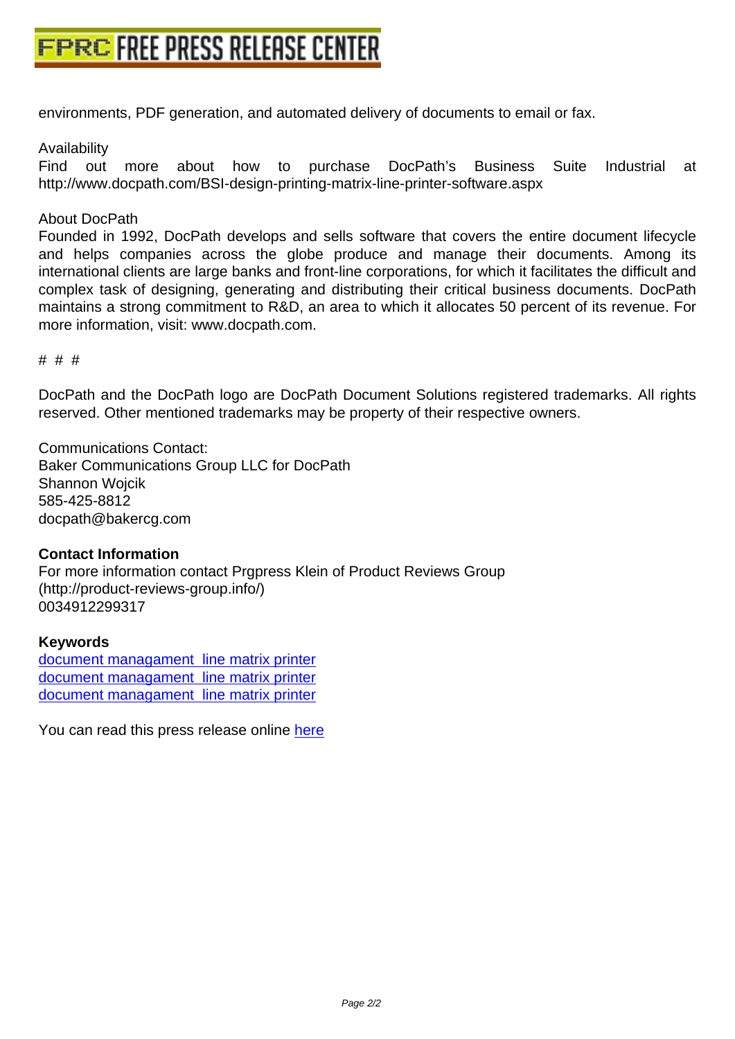environments, PDF generation, and automated delivery of documents to email or fax.

Availability
Find out more about how to purchase DocPath's Business Suite Industrial at http://www.docpath.com/BSI-design-printing-matrix-line-printer-software.aspx

About DocPath
Founded in 1992, DocPath develops and sells software that covers the entire document lifecycle and helps companies across the globe produce and manage their documents. Among its international clients are large banks and front-line corporations, for which it facilitates the difficult and complex task of designing, generating and distributing their critical business documents. DocPath maintains a strong commitment to R&D, an area to which it allocates 50 percent of its revenue. For more information, visit: www.docpath.com.

# # #

DocPath and the DocPath logo are DocPath Document Solutions registered trademarks. All rights reserved. Other mentioned trademarks may be property of their respective owners.

Communications Contact:
Baker Communications Group LLC for DocPath
Shannon Wojcik
585-425-8812
docpath@bakercg.com

**Contact Information**
For more information contact Prgpress Klein of Product Reviews Group
(http://product-reviews-group.info/)
0034912299317

**Keywords**
document managament line matrix printer
document managament line matrix printer
document managament line matrix printer

You can read this press release online here